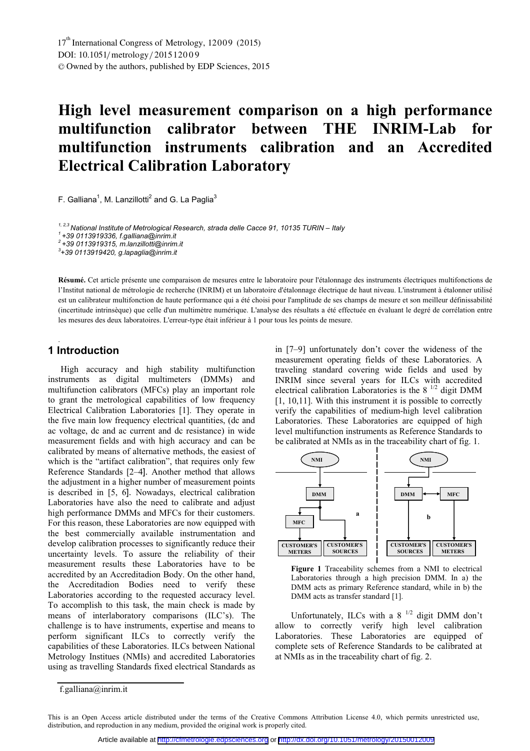# High level measurement comparison on a high performance multifunction calibrator between THE INRIM-Lab for multifunction instruments calibration and an Accredited Electrical Calibration Laboratory

F. Galliana[1], M. Lanzillotti[2] and G. La Paglia[3]

[1, 2,3] *National Institute of Metrological Research, strada delle Cacce 91, 10135 TURIN – Italy*
[1] *+39 0113919336, f.galliana@inrim.it*
[2] *+39 0113919315, m.lanzillotti@inrim.it*
[3] *+39 0113919420, g.lapaglia@inrim.it*

**Résumé.** Cet article présente une comparaison de mesures entre le laboratoire pour l'étalonnage des instruments électriques multifonctions de l'Institut national de métrologie de recherche (INRIM) et un laboratoire d'étalonnage électrique de haut niveau. L'instrument à étalonner utilisé est un calibrateur multifonction de haute performance qui a été choisi pour l'amplitude de ses champs de mesure et son meilleur définissabilité (incertitude intrinsèque) que celle d'un multimètre numérique. L'analyse des résultats a été effectuée en évaluant le degré de corrélation entre les mesures des deux laboratoires. L'erreur-type était inférieur à 1 pour tous les points de mesure.

## 1 Introduction

High accuracy and high stability multifunction instruments as digital multimeters (DMMs) and multifunction calibrators (MFCs) play an important role to grant the metrological capabilities of low frequency Electrical Calibration Laboratories [1]. They operate in the five main low frequency electrical quantities, (dc and ac voltage, dc and ac current and dc resistance) in wide measurement fields and with high accuracy and can be calibrated by means of alternative methods, the easiest of which is the "artifact calibration", that requires only few Reference Standards [2–4]. Another method that allows the adjustment in a higher number of measurement points is described in [5, 6]. Nowadays, electrical calibration Laboratories have also the need to calibrate and adjust high performance DMMs and MFCs for their customers. For this reason, these Laboratories are now equipped with the best commercially available instrumentation and develop calibration processes to significantly reduce their uncertainty levels. To assure the reliability of their measurement results these Laboratories have to be accredited by an Accreditadion Body. On the other hand, the Accreditadion Bodies need to verify these Laboratories according to the requested accuracy level. To accomplish to this task, the main check is made by means of interlaboratory comparisons (ILC's). The challenge is to have instruments, expertise and means to perform significant ILCs to correctly verify the capabilities of these Laboratories. ILCs between National Metrology Institues (NMIs) and accredited Laboratories using as travelling Standards fixed electrical Standards as in [7–9] unfortunately don't cover the wideness of the measurement operating fields of these Laboratories. A traveling standard covering wide fields and used by INRIM since several years for ILCs with accredited electrical calibration Laboratories is the 8 $^{1/2}$ digit DMM [1, 10,11]. With this instrument it is possible to correctly verify the capabilities of medium-high level calibration Laboratories. These Laboratories are equipped of high level multifunction instruments as Reference Standards to be calibrated at NMIs as in the traceability chart of fig. 1.

**Figure 1** Traceability schemes from a NMI to electrical Laboratories through a high precision DMM. In a) the DMM acts as primary Reference standard, while in b) the DMM acts as transfer standard [1].

Unfortunately, ILCs with a 8 $^{1/2}$ digit DMM don't allow to correctly verify high level calibration Laboratories. These Laboratories are equipped of complete sets of Reference Standards to be calibrated at at NMIs as in the traceability chart of fig. 2.

f.galliana@inrim.it

This is an Open Access article distributed under the terms of the Creative Commons Attribution License 4.0, which permits unrestricted use, distribution, and reproduction in any medium, provided the original work is properly cited.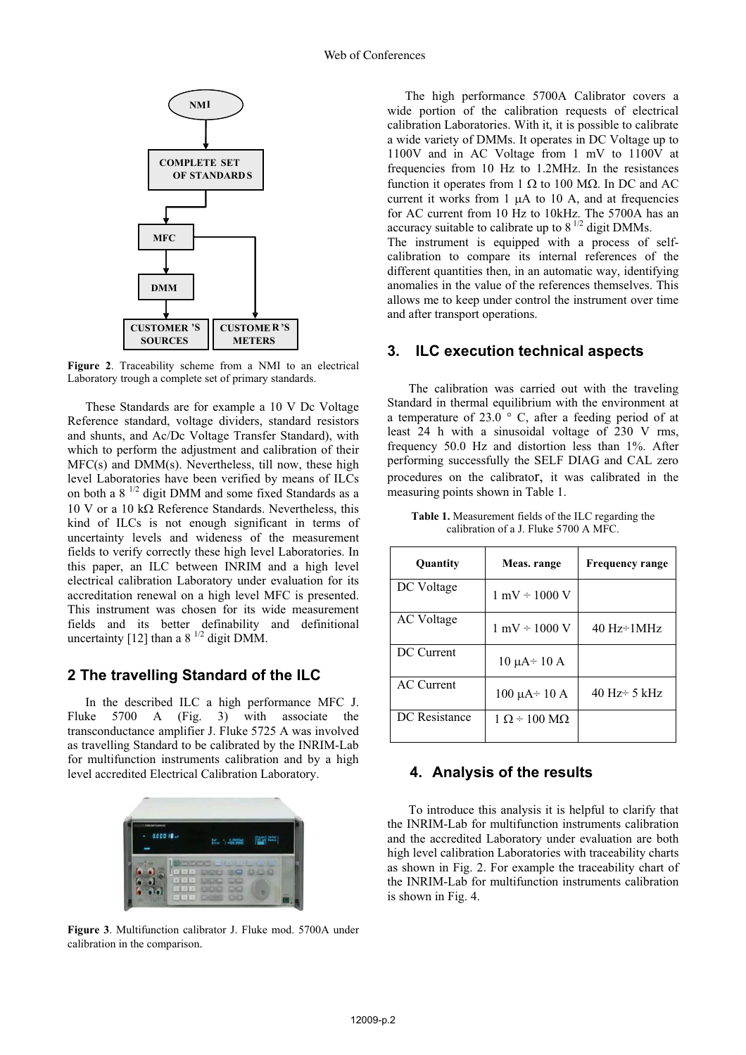Figure 2. Traceability scheme from a NMI to an electrical Laboratory trough a complete set of primary standards.

These Standards are for example a 10 V Dc Voltage Reference standard, voltage dividers, standard resistors and shunts, and Ac/Dc Voltage Transfer Standard), with which to perform the adjustment and calibration of their MFC(s) and DMM(s). Nevertheless, till now, these high level Laboratories have been verified by means of ILCs on both a 8 $^{1/2}$ digit DMM and some fixed Standards as a 10 V or a 10 kΩ Reference Standards. Nevertheless, this kind of ILCs is not enough significant in terms of uncertainty levels and wideness of the measurement fields to verify correctly these high level Laboratories. In this paper, an ILC between INRIM and a high level electrical calibration Laboratory under evaluation for its accreditation renewal on a high level MFC is presented. This instrument was chosen for its wide measurement fields and its better definability and definitional uncertainty [12] than a 8 $^{1/2}$ digit DMM.

## 2 The travelling Standard of the ILC

In the described ILC a high performance MFC J. Fluke 5700 A (Fig. 3) with associate the transconductance amplifier J. Fluke 5725 A was involved as travelling Standard to be calibrated by the INRIM-Lab for multifunction instruments calibration and by a high level accredited Electrical Calibration Laboratory.

Figure 3. Multifunction calibrator J. Fluke mod. 5700A under calibration in the comparison.

The high performance 5700A Calibrator covers a wide portion of the calibration requests of electrical calibration Laboratories. With it, it is possible to calibrate a wide variety of DMMs. It operates in DC Voltage up to 1100V and in AC Voltage from 1 mV to 1100V at frequencies from 10 Hz to 1.2MHz. In the resistances function it operates from 1 Ω to 100 MΩ. In DC and AC current it works from 1 μA to 10 A, and at frequencies for AC current from 10 Hz to 10kHz. The 5700A has an accuracy suitable to calibrate up to 8 $^{1/2}$ digit DMMs.

The instrument is equipped with a process of self-calibration to compare its internal references of the different quantities then, in an automatic way, identifying anomalies in the value of the references themselves. This allows me to keep under control the instrument over time and after transport operations.

## 3. ILC execution technical aspects

The calibration was carried out with the traveling Standard in thermal equilibrium with the environment at a temperature of 23.0 ° C, after a feeding period of at least 24 h with a sinusoidal voltage of 230 V rms, frequency 50.0 Hz and distortion less than 1%. After performing successfully the SELF DIAG and CAL zero procedures on the calibrator, it was calibrated in the measuring points shown in Table 1.

Table 1. Measurement fields of the ILC regarding the calibration of a J. Fluke 5700 A MFC.

| Quantity | Meas. range | Frequency range |
| --- | --- | --- |
| DC Voltage | 1 mV ÷ 1000 V | |
| AC Voltage | 1 mV ÷ 1000 V | 40 Hz÷1MHz |
| DC Current | 10 μA÷ 10 A | |
| AC Current | 100 μA÷ 10 A | 40 Hz÷ 5 kHz |
| DC Resistance | 1 Ω ÷ 100 MΩ | |

## 4. Analysis of the results

To introduce this analysis it is helpful to clarify that the INRIM-Lab for multifunction instruments calibration and the accredited Laboratory under evaluation are both high level calibration Laboratories with traceability charts as shown in Fig. 2. For example the traceability chart of the INRIM-Lab for multifunction instruments calibration is shown in Fig. 4.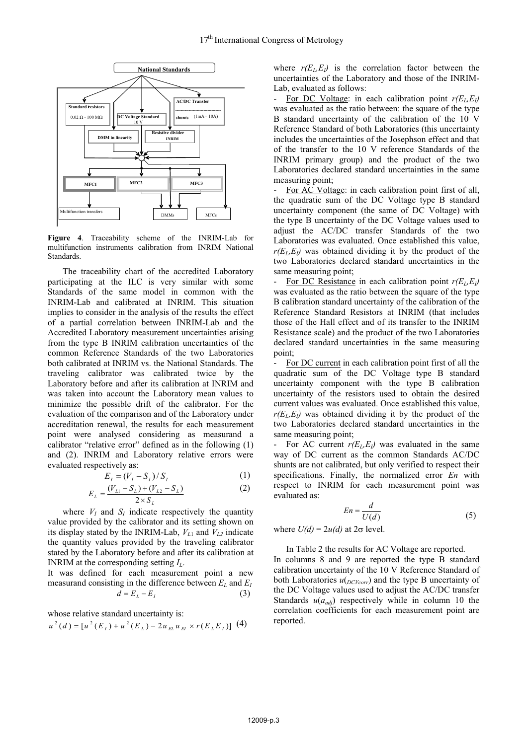**Figure 4**. Traceability scheme of the INRIM-Lab for multifunction instruments calibration from INRIM National Standards.

The traceability chart of the accredited Laboratory participating at the ILC is very similar with some Standards of the same model in common with the INRIM-Lab and calibrated at INRIM. This situation implies to consider in the analysis of the results the effect of a partial correlation between INRIM-Lab and the Accredited Laboratory measurement uncertainties arising from the type B INRIM calibration uncertainties of the common Reference Standards of the two Laboratories both calibrated at INRIM vs. the National Standards. The traveling calibrator was calibrated twice by the Laboratory before and after its calibration at INRIM and was taken into account the Laboratory mean values to minimize the possible drift of the calibrator. For the evaluation of the comparison and of the Laboratory under accreditation renewal, the results for each measurement point were analysed considering as measurand a calibrator "relative error" defined as in the following (1) and (2). INRIM and Laboratory relative errors were evaluated respectively as:

$$E_I = (V_I - S_I)/S_I \quad (1)$$

$$E_L = \frac{(V_{L1} - S_L) + (V_{L2} - S_L)}{2 \times S_L} \quad (2)$$

where $V_I$ and $S_I$ indicate respectively the quantity value provided by the calibrator and its setting shown on its display stated by the INRIM-Lab, $V_{L1}$ and $V_{L2}$ indicate the quantity values provided by the traveling calibrator stated by the Laboratory before and after its calibration at INRIM at the corresponding setting $I_L$.

It was defined for each measurement point a new measurand consisting in the difference between $E_L$ and $E_I$

$$d = E_L - E_I \quad (3)$$

whose relative standard uncertainty is:

$$u^2(d) = [u^2(E_I) + u^2(E_L) - 2u_{EL}u_{EI} \times r(E_L E_I)] \quad (4)$$

where $r(E_L,E_I)$ is the correlation factor between the uncertainties of the Laboratory and those of the INRIM-Lab, evaluated as follows:

- For DC Voltage: in each calibration point $r(E_L,E_I)$ was evaluated as the ratio between: the square of the type B standard uncertainty of the calibration of the 10 V Reference Standard of both Laboratories (this uncertainty includes the uncertainties of the Josephson effect and that of the transfer to the 10 V reference Standards of the INRIM primary group) and the product of the two Laboratories declared standard uncertainties in the same measuring point;
- For AC Voltage: in each calibration point first of all, the quadratic sum of the DC Voltage type B standard uncertainty component (the same of DC Voltage) with the type B uncertainty of the DC Voltage values used to adjust the AC/DC transfer Standards of the two Laboratories was evaluated. Once established this value, $r(E_L,E_I)$ was obtained dividing it by the product of the two Laboratories declared standard uncertainties in the same measuring point;
- For DC Resistance in each calibration point $r(E_L,E_I)$ was evaluated as the ratio between the square of the type B calibration standard uncertainty of the calibration of the Reference Standard Resistors at INRIM (that includes those of the Hall effect and of its transfer to the INRIM Resistance scale) and the product of the two Laboratories declared standard uncertainties in the same measuring point;
- For DC current in each calibration point first of all the quadratic sum of the DC Voltage type B standard uncertainty component with the type B calibration uncertainty of the resistors used to obtain the desired current values was evaluated. Once established this value, $r(E_L,E_I)$ was obtained dividing it by the product of the two Laboratories declared standard uncertainties in the same measuring point;
- For AC current $r(E_L,E_I)$ was evaluated in the same way of DC current as the common Standards AC/DC shunts are not calibrated, but only verified to respect their specifications. Finally, the normalized error $En$ with respect to INRIM for each measurement point was evaluated as:

$$En = \frac{d}{U(d)} \quad (5)$$

where $U(d) = 2u(d)$ at $2\sigma$ level.

In Table 2 the results for AC Voltage are reported. In columns 8 and 9 are reported the type B standard calibration uncertainty of the 10 V Reference Standard of both Laboratories $u(_{DCVcorr})$ and the type B uncertainty of the DC Voltage values used to adjust the AC/DC transfer Standards $u(a_{adj})$ respectively while in column 10 the correlation coefficients for each measurement point are reported.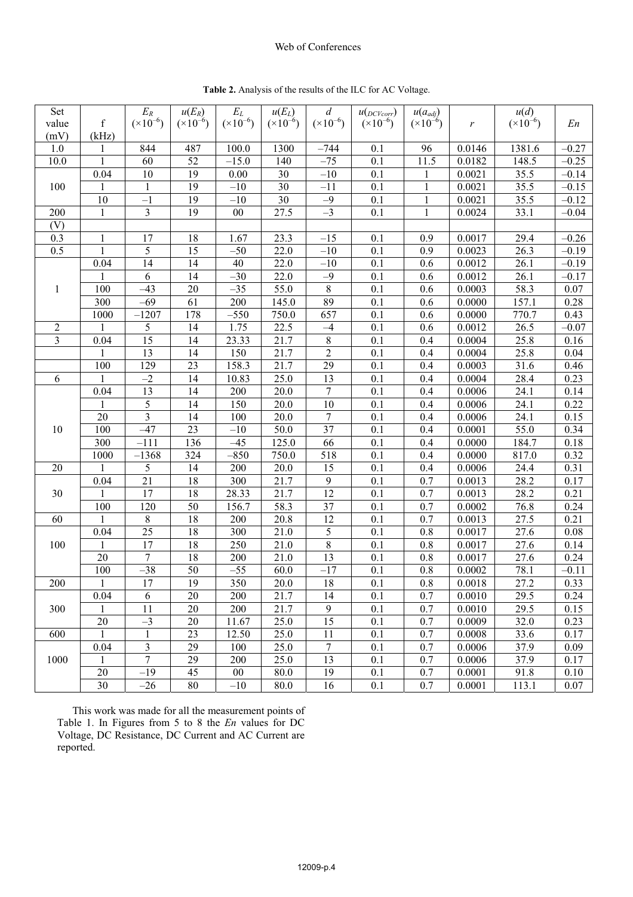**Table 2.** Analysis of the results of the ILC for AC Voltage.

| Set value (mV) | f (kHz) | $E_R$ ($\times10^{-6}$) | $u(E_R)$ ($\times10^{-6}$) | $E_L$ ($\times10^{-6}$) | $u(E_L)$ ($\times10^{-6}$) | $d$ ($\times10^{-6}$) | $u(_{DCVcorr})$ ($\times10^{-6}$) | $u(a_{adj})$ ($\times10^{-6}$) | $r$ | $u(d)$ ($\times10^{-6}$) | $En$ |
|---|---|---|---|---|---|---|---|---|---|---|---|
| 1.0 | 1 | 844 | 487 | 100.0 | 1300 | –744 | 0.1 | 96 | 0.0146 | 1381.6 | –0.27 |
| 10.0 | 1 | 60 | 52 | –15.0 | 140 | –75 | 0.1 | 11.5 | 0.0182 | 148.5 | –0.25 |
| 100 | 0.04 | 10 | 19 | 0.00 | 30 | –10 | 0.1 | 1 | 0.0021 | 35.5 | –0.14 |
| | 1 | 1 | 19 | –10 | 30 | –11 | 0.1 | 1 | 0.0021 | 35.5 | –0.15 |
| | 10 | –1 | 19 | –10 | 30 | –9 | 0.1 | 1 | 0.0021 | 35.5 | –0.12 |
| 200 | 1 | 3 | 19 | 00 | 27.5 | –3 | 0.1 | 1 | 0.0024 | 33.1 | –0.04 |
| (V) | | | | | | | | | | | |
| 0.3 | 1 | 17 | 18 | 1.67 | 23.3 | –15 | 0.1 | 0.9 | 0.0017 | 29.4 | –0.26 |
| 0.5 | 1 | 5 | 15 | –50 | 22.0 | –10 | 0.1 | 0.9 | 0.0023 | 26.3 | –0.19 |
| 1 | 0.04 | 14 | 14 | 40 | 22.0 | –10 | 0.1 | 0.6 | 0.0012 | 26.1 | –0.19 |
| | 1 | 6 | 14 | –30 | 22.0 | –9 | 0.1 | 0.6 | 0.0012 | 26.1 | –0.17 |
| | 100 | –43 | 20 | –35 | 55.0 | 8 | 0.1 | 0.6 | 0.0003 | 58.3 | 0.07 |
| | 300 | –69 | 61 | 200 | 145.0 | 89 | 0.1 | 0.6 | 0.0000 | 157.1 | 0.28 |
| | 1000 | –1207 | 178 | –550 | 750.0 | 657 | 0.1 | 0.6 | 0.0000 | 770.7 | 0.43 |
| 2 | 1 | 5 | 14 | 1.75 | 22.5 | –4 | 0.1 | 0.6 | 0.0012 | 26.5 | –0.07 |
| 3 | 0.04 | 15 | 14 | 23.33 | 21.7 | 8 | 0.1 | 0.4 | 0.0004 | 25.8 | 0.16 |
| | 1 | 13 | 14 | 150 | 21.7 | 2 | 0.1 | 0.4 | 0.0004 | 25.8 | 0.04 |
| | 100 | 129 | 23 | 158.3 | 21.7 | 29 | 0.1 | 0.4 | 0.0003 | 31.6 | 0.46 |
| 6 | 1 | –2 | 14 | 10.83 | 25.0 | 13 | 0.1 | 0.4 | 0.0004 | 28.4 | 0.23 |
| 10 | 0.04 | 13 | 14 | 200 | 20.0 | 7 | 0.1 | 0.4 | 0.0006 | 24.1 | 0.14 |
| | 1 | 5 | 14 | 150 | 20.0 | 10 | 0.1 | 0.4 | 0.0006 | 24.1 | 0.22 |
| | 20 | 3 | 14 | 100 | 20.0 | 7 | 0.1 | 0.4 | 0.0006 | 24.1 | 0.15 |
| | 100 | –47 | 23 | –10 | 50.0 | 37 | 0.1 | 0.4 | 0.0001 | 55.0 | 0.34 |
| | 300 | –111 | 136 | –45 | 125.0 | 66 | 0.1 | 0.4 | 0.0000 | 184.7 | 0.18 |
| | 1000 | –1368 | 324 | –850 | 750.0 | 518 | 0.1 | 0.4 | 0.0000 | 817.0 | 0.32 |
| 20 | 1 | 5 | 14 | 200 | 20.0 | 15 | 0.1 | 0.4 | 0.0006 | 24.4 | 0.31 |
| 30 | 0.04 | 21 | 18 | 300 | 21.7 | 9 | 0.1 | 0.7 | 0.0013 | 28.2 | 0.17 |
| | 1 | 17 | 18 | 28.33 | 21.7 | 12 | 0.1 | 0.7 | 0.0013 | 28.2 | 0.21 |
| | 100 | 120 | 50 | 156.7 | 58.3 | 37 | 0.1 | 0.7 | 0.0002 | 76.8 | 0.24 |
| 60 | 1 | 8 | 18 | 200 | 20.8 | 12 | 0.1 | 0.7 | 0.0013 | 27.5 | 0.21 |
| 100 | 0.04 | 25 | 18 | 300 | 21.0 | 5 | 0.1 | 0.8 | 0.0017 | 27.6 | 0.08 |
| | 1 | 17 | 18 | 250 | 21.0 | 8 | 0.1 | 0.8 | 0.0017 | 27.6 | 0.14 |
| | 20 | 7 | 18 | 200 | 21.0 | 13 | 0.1 | 0.8 | 0.0017 | 27.6 | 0.24 |
| | 100 | –38 | 50 | –55 | 60.0 | –17 | 0.1 | 0.8 | 0.0002 | 78.1 | –0.11 |
| 200 | 1 | 17 | 19 | 350 | 20.0 | 18 | 0.1 | 0.8 | 0.0018 | 27.2 | 0.33 |
| 300 | 0.04 | 6 | 20 | 200 | 21.7 | 14 | 0.1 | 0.7 | 0.0010 | 29.5 | 0.24 |
| | 1 | 11 | 20 | 200 | 21.7 | 9 | 0.1 | 0.7 | 0.0010 | 29.5 | 0.15 |
| | 20 | –3 | 20 | 11.67 | 25.0 | 15 | 0.1 | 0.7 | 0.0009 | 32.0 | 0.23 |
| 600 | 1 | 1 | 23 | 12.50 | 25.0 | 11 | 0.1 | 0.7 | 0.0008 | 33.6 | 0.17 |
| 1000 | 0.04 | 3 | 29 | 100 | 25.0 | 7 | 0.1 | 0.7 | 0.0006 | 37.9 | 0.09 |
| | 1 | 7 | 29 | 200 | 25.0 | 13 | 0.1 | 0.7 | 0.0006 | 37.9 | 0.17 |
| | 20 | –19 | 45 | 00 | 80.0 | 19 | 0.1 | 0.7 | 0.0001 | 91.8 | 0.10 |
| | 30 | –26 | 80 | –10 | 80.0 | 16 | 0.1 | 0.7 | 0.0001 | 113.1 | 0.07 |

This work was made for all the measurement points of Table 1. In Figures from 5 to 8 the *En* values for DC Voltage, DC Resistance, DC Current and AC Current are reported.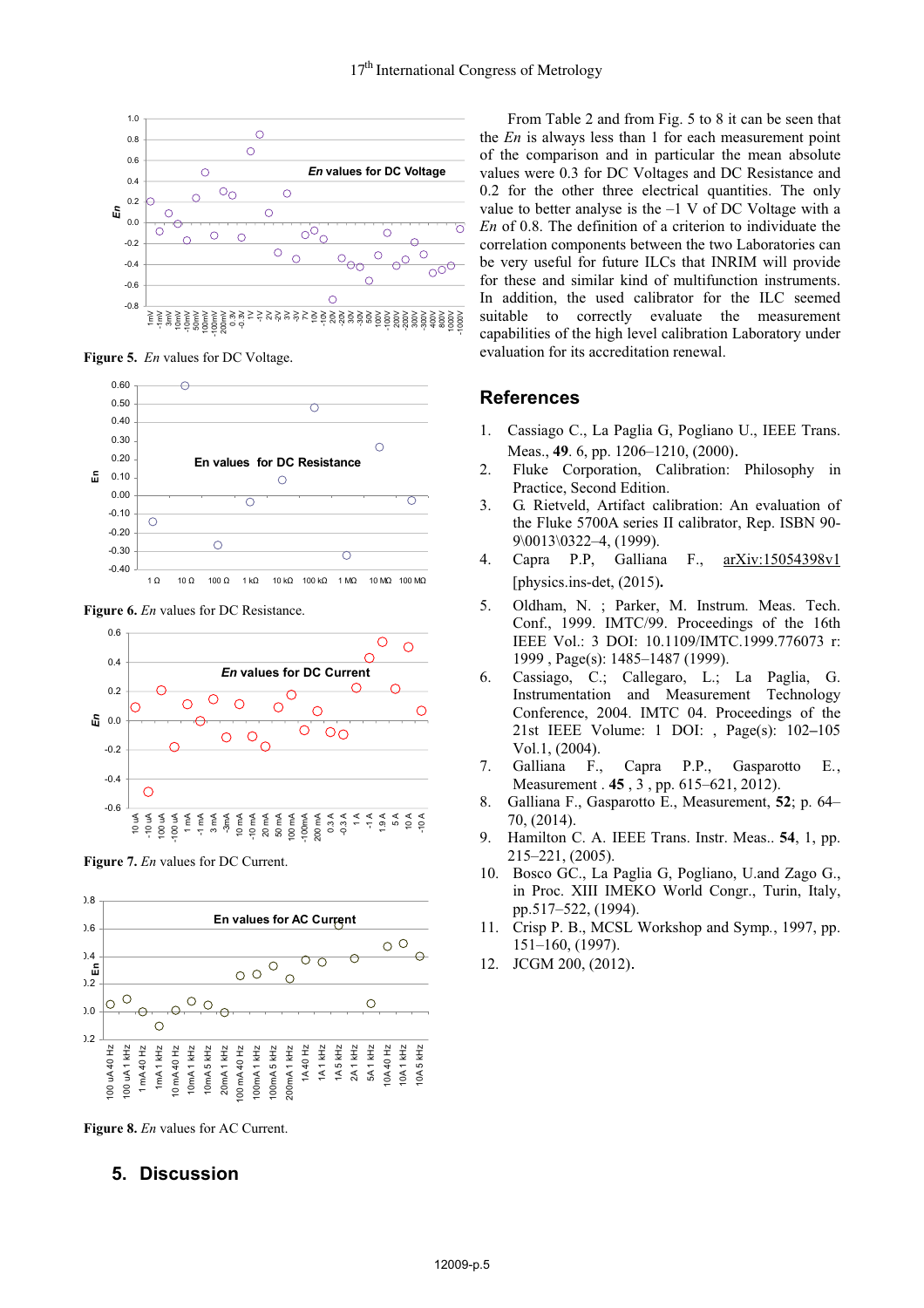1.0
0.8
0.6
0.4
0.2
0.0
-0.2
-0.4
-0.6
-0.8

En

*En* values for DC Voltage

1mV -1mV 3mV -3mV 10mV -10mV 30mV -30mV 50mV -50mV 100mV -100mV 200mV -200mV 0.3V -0.3V 1V -1V 2V -2V 3V -3V 7V -7V 10V -10V 20V -20V 30V -30V 50V -50V 100V -100V 200V -200V 300V -300V 400V -400V 800V -800V 1000V -1000V

**Figure 5.** *En* values for DC Voltage.

0.60
0.50
0.40
0.30
0.20
0.10
0.00
-0.10
-0.20
-0.30
-0.40

En

En values for DC Resistance

1 Ω 10 Ω 100 Ω 1 kΩ 10 kΩ 100 kΩ 1 MΩ 10 MΩ 100 MΩ

**Figure 6.** *En* values for DC Resistance.

0.6
0.4
0.2
0.0
-0.2
-0.4
-0.6

En

*En* values for DC Current

10 uA -10 uA 100 uA -100 uA 1 mA -1 mA 3 mA -3mA 10 mA -10 mA 20 mA 50 mA 100 mA -100mA 200 mA 0.3 A -0.3 A 1 A -1 A 1.9 A 5 A 10 A -10 A

**Figure 7.** *En* values for DC Current.

0.8
0.6
0.4
0.2
0.0
-0.2

En

En values for AC Current

100 uA 40 Hz 100 uA 1 kHz 1 mA 40 Hz 1mA 1 kHz 10 mA 40 Hz 10mA 1 kHz 10mA 5 kHz 20mA 1 kHz 100 mA 40 Hz 100mA 1 kHz 100mA 5 kHz 200mA 1 kHz 1A 40 Hz 1A 1 kHz 1A 5 kHz 2A 1 kHz 5A 1 kHz 10A 40 Hz 10A 1 kHz 10A 5 kHz

**Figure 8.** *En* values for AC Current.

## 5. Discussion

From Table 2 and from Fig. 5 to 8 it can be seen that the *En* is always less than 1 for each measurement point of the comparison and in particular the mean absolute values were 0.3 for DC Voltages and DC Resistance and 0.2 for the other three electrical quantities. The only value to better analyse is the –1 V of DC Voltage with a *En* of 0.8. The definition of a criterion to individuate the correlation components between the two Laboratories can be very useful for future ILCs that INRIM will provide for these and similar kind of multifunction instruments. In addition, the used calibrator for the ILC seemed suitable to correctly evaluate the measurement capabilities of the high level calibration Laboratory under evaluation for its accreditation renewal.

## References

1. Cassiago C., La Paglia G, Pogliano U., IEEE Trans. Meas., **49**. 6, pp. 1206–1210, (2000).
2. Fluke Corporation, Calibration: Philosophy in Practice, Second Edition.
3. G. Rietveld, Artifact calibration: An evaluation of the Fluke 5700A series II calibrator, Rep. ISBN 90-9\0013\0322–4, (1999).
4. Capra P.P, Galliana F., arXiv:15054398v1 [physics.ins-det, (2015).
5. Oldham, N. ; Parker, M. Instrum. Meas. Tech. Conf., 1999. IMTC/99. Proceedings of the 16th IEEE Vol.: 3 DOI: 10.1109/IMTC.1999.776073 r: 1999 , Page(s): 1485–1487 (1999).
6. Cassiago, C.; Callegaro, L.; La Paglia, G. Instrumentation and Measurement Technology Conference, 2004. IMTC 04. Proceedings of the 21st IEEE Volume: 1 DOI: , Page(s): 102–105 Vol.1, (2004).
7. Galliana F., Capra P.P., Gasparotto E., Measurement . **45** , 3 , pp. 615–621, 2012).
8. Galliana F., Gasparotto E., Measurement, **52**; p. 64–70, (2014).
9. Hamilton C. A. IEEE Trans. Instr. Meas.. **54**, 1, pp. 215–221, (2005).
10. Bosco GC., La Paglia G, Pogliano, U.and Zago G., in Proc. XIII IMEKO World Congr., Turin, Italy, pp.517–522, (1994).
11. Crisp P. B., MCSL Workshop and Symp., 1997, pp. 151–160, (1997).
12. JCGM 200, (2012).